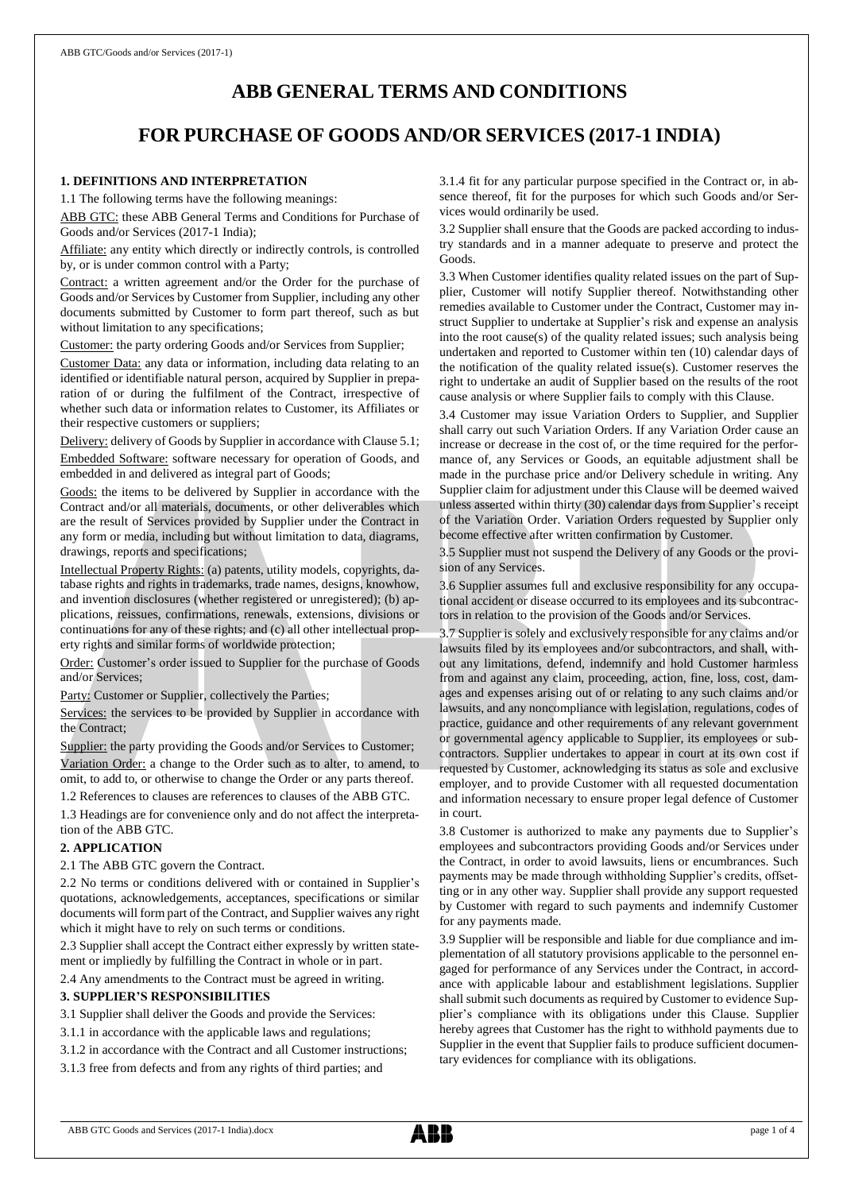# ABB GENERAL TERMS AND CONDITIONS

# FOR PURCHASE OF GOODS AND/OR SERVICES (2017-1 INDIA)

### 1. DEFINITIONS AND INTERPRETATION

1.1 The following terms have the following meanings:

ABB GTC: these ABB General Terms and Conditions for Purchase of Goods and/or Services (2017-1 India);

Affiliate: any entity which directly or indirectly controls, is controlled by, or is under common control with a Party;

Contract: a written agreement and/or the Order for the purchase of Goods and/or Services by Customer from Supplier, including any other documents submitted by Customer to form part thereof, such as but without limitation to any specifications;

Customer: the party ordering Goods and/or Services from Supplier;

Customer Data: any data or information, including data relating to an identified or identifiable natural person, acquired by Supplier in preparation of or during the fulfilment of the Contract, irrespective of whether such data or information relates to Customer, its Affiliates or their respective customers or suppliers;

Delivery: delivery of Goods by Supplier in accordance with Clause 5.1;

Embedded Software: software necessary for operation of Goods, and embedded in and delivered as integral part of Goods;

Goods: the items to be delivered by Supplier in accordance with the Contract and/or all materials, documents, or other deliverables which are the result of Services provided by Supplier under the Contract in any form or media, including but without limitation to data, diagrams, drawings, reports and specifications;

Intellectual Property Rights: (a) patents, utility models, copyrights, database rights and rights in trademarks, trade names, designs, knowhow, and invention disclosures (whether registered or unregistered); (b) applications, reissues, confirmations, renewals, extensions, divisions or continuations for any of these rights; and (c) all other intellectual property rights and similar forms of worldwide protection;

Order: Customer's order issued to Supplier for the purchase of Goods and/or Services;

Party: Customer or Supplier, collectively the Parties;

Services: the services to be provided by Supplier in accordance with the Contract;

Supplier: the party providing the Goods and/or Services to Customer;

Variation Order: a change to the Order such as to alter, to amend, to omit, to add to, or otherwise to change the Order or any parts thereof.

1.2 References to clauses are references to clauses of the ABB GTC.

1.3 Headings are for convenience only and do not affect the interpretation of the ABB GTC.

### 2. APPLICATION

2.1 The ABB GTC govern the Contract.

2.2 No terms or conditions delivered with or contained in Supplier's quotations, acknowledgements, acceptances, specifications or similar documents will form part of the Contract, and Supplier waives any right which it might have to rely on such terms or conditions.

2.3 Supplier shall accept the Contract either expressly by written statement or impliedly by fulfilling the Contract in whole or in part.

2.4 Any amendments to the Contract must be agreed in writing.

### 3. SUPPLIER'S RESPONSIBILITIES

3.1 Supplier shall deliver the Goods and provide the Services:

3.1.1 in accordance with the applicable laws and regulations;

3.1.2 in accordance with the Contract and all Customer instructions;

3.1.3 free from defects and from any rights of third parties; and

3.1.4 fit for any particular purpose specified in the Contract or, in absence thereof, fit for the purposes for which such Goods and/or Services would ordinarily be used.

3.2 Supplier shall ensure that the Goods are packed according to industry standards and in a manner adequate to preserve and protect the Goods.

3.3 When Customer identifies quality related issues on the part of Supplier, Customer will notify Supplier thereof. Notwithstanding other remedies available to Customer under the Contract, Customer may instruct Supplier to undertake at Supplier's risk and expense an analysis into the root cause(s) of the quality related issues; such analysis being undertaken and reported to Customer within ten (10) calendar days of the notification of the quality related issue(s). Customer reserves the right to undertake an audit of Supplier based on the results of the root cause analysis or where Supplier fails to comply with this Clause.

3.4 Customer may issue Variation Orders to Supplier, and Supplier shall carry out such Variation Orders. If any Variation Order cause an increase or decrease in the cost of, or the time required for the performance of, any Services or Goods, an equitable adjustment shall be made in the purchase price and/or Delivery schedule in writing. Any Supplier claim for adjustment under this Clause will be deemed waived unless asserted within thirty (30) calendar days from Supplier's receipt of the Variation Order. Variation Orders requested by Supplier only become effective after written confirmation by Customer.

3.5 Supplier must not suspend the Delivery of any Goods or the provision of any Services.

3.6 Supplier assumes full and exclusive responsibility for any occupational accident or disease occurred to its employees and its subcontractors in relation to the provision of the Goods and/or Services.

3.7 Supplier is solely and exclusively responsible for any claims and/or lawsuits filed by its employees and/or subcontractors, and shall, without any limitations, defend, indemnify and hold Customer harmless from and against any claim, proceeding, action, fine, loss, cost, damages and expenses arising out of or relating to any such claims and/or lawsuits, and any noncompliance with legislation, regulations, codes of practice, guidance and other requirements of any relevant government or governmental agency applicable to Supplier, its employees or subcontractors. Supplier undertakes to appear in court at its own cost if requested by Customer, acknowledging its status as sole and exclusive employer, and to provide Customer with all requested documentation and information necessary to ensure proper legal defence of Customer in court.

3.8 Customer is authorized to make any payments due to Supplier's employees and subcontractors providing Goods and/or Services under the Contract, in order to avoid lawsuits, liens or encumbrances. Such payments may be made through withholding Supplier's credits, offsetting or in any other way. Supplier shall provide any support requested by Customer with regard to such payments and indemnify Customer for any payments made.

3.9 Supplier will be responsible and liable for due compliance and implementation of all statutory provisions applicable to the personnel engaged for performance of any Services under the Contract, in accordance with applicable labour and establishment legislations. Supplier shall submit such documents as required by Customer to evidence Supplier's compliance with its obligations under this Clause. Supplier hereby agrees that Customer has the right to withhold payments due to Supplier in the event that Supplier fails to produce sufficient documentary evidences for compliance with its obligations.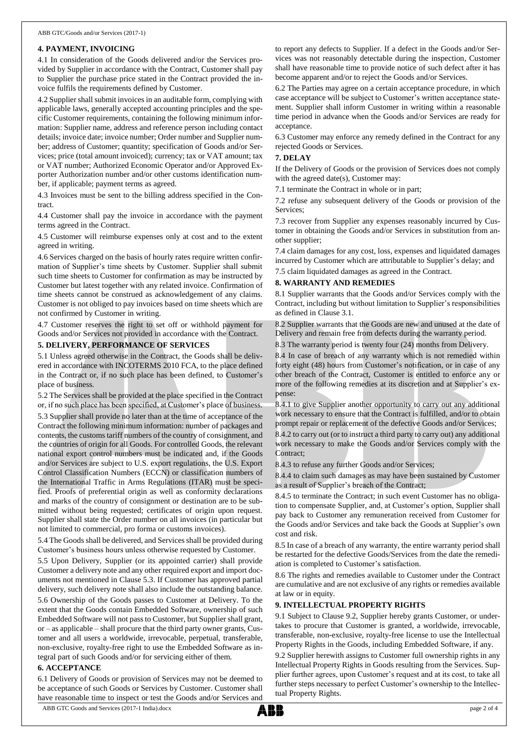## 4. PAYMENT, INVOICING

4.1 In consideration of the Goods delivered and/or the Services provided by Supplier in accordance with the Contract, Customer shall pay to Supplier the purchase price stated in the Contract provided the invoice fulfils the requirements defined by Customer.

4.2 Supplier shall submit invoices in an auditable form, complying with applicable laws, generally accepted accounting principles and the specific Customer requirements, containing the following minimum information: Supplier name, address and reference person including contact details; invoice date; invoice number; Order number and Supplier number; address of Customer; quantity; specification of Goods and/or Services; price (total amount invoiced); currency; tax or VAT amount; tax or VAT number; Authorized Economic Operator and/or Approved Exporter Authorization number and/or other customs identification number, if applicable; payment terms as agreed.

4.3 Invoices must be sent to the billing address specified in the Contract.

4.4 Customer shall pay the invoice in accordance with the payment terms agreed in the Contract.

4.5 Customer will reimburse expenses only at cost and to the extent agreed in writing.

4.6 Services charged on the basis of hourly rates require written confirmation of Supplier's time sheets by Customer. Supplier shall submit such time sheets to Customer for confirmation as may be instructed by Customer but latest together with any related invoice. Confirmation of time sheets cannot be construed as acknowledgement of any claims. Customer is not obliged to pay invoices based on time sheets which are not confirmed by Customer in writing.

4.7 Customer reserves the right to set off or withhold payment for Goods and/or Services not provided in accordance with the Contract.

## 5. DELIVERY, PERFORMANCE OF SERVICES

5.1 Unless agreed otherwise in the Contract, the Goods shall be delivered in accordance with INCOTERMS 2010 FCA, to the place defined in the Contract or, if no such place has been defined, to Customer's place of business.

5.2 The Services shall be provided at the place specified in the Contract or, if no such place has been specified, at Customer's place of business.

5.3 Supplier shall provide no later than at the time of acceptance of the Contract the following minimum information: number of packages and contents, the customs tariff numbers of the country of consignment, and the countries of origin for all Goods. For controlled Goods, the relevant national export control numbers must be indicated and, if the Goods and/or Services are subject to U.S. export regulations, the U.S. Export Control Classification Numbers (ECCN) or classification numbers of the International Traffic in Arms Regulations (ITAR) must be specified. Proofs of preferential origin as well as conformity declarations and marks of the country of consignment or destination are to be submitted without being requested; certificates of origin upon request. Supplier shall state the Order number on all invoices (in particular but not limited to commercial, pro forma or customs invoices).

5.4 The Goods shall be delivered, and Services shall be provided during Customer's business hours unless otherwise requested by Customer.

5.5 Upon Delivery, Supplier (or its appointed carrier) shall provide Customer a delivery note and any other required export and import documents not mentioned in Clause 5.3. If Customer has approved partial delivery, such delivery note shall also include the outstanding balance.

5.6 Ownership of the Goods passes to Customer at Delivery. To the extent that the Goods contain Embedded Software, ownership of such Embedded Software will not pass to Customer, but Supplier shall grant, or – as applicable – shall procure that the third party owner grants, Customer and all users a worldwide, irrevocable, perpetual, transferable, non-exclusive, royalty-free right to use the Embedded Software as integral part of such Goods and/or for servicing either of them.

## 6. ACCEPTANCE

6.1 Delivery of Goods or provision of Services may not be deemed to be acceptance of such Goods or Services by Customer. Customer shall have reasonable time to inspect or test the Goods and/or Services and to report any defects to Supplier. If a defect in the Goods and/or Services was not reasonably detectable during the inspection, Customer shall have reasonable time to provide notice of such defect after it has become apparent and/or to reject the Goods and/or Services.

6.2 The Parties may agree on a certain acceptance procedure, in which case acceptance will be subject to Customer's written acceptance statement. Supplier shall inform Customer in writing within a reasonable time period in advance when the Goods and/or Services are ready for acceptance.

6.3 Customer may enforce any remedy defined in the Contract for any rejected Goods or Services.

## 7. DELAY

If the Delivery of Goods or the provision of Services does not comply with the agreed date(s), Customer may:

7.1 terminate the Contract in whole or in part;

7.2 refuse any subsequent delivery of the Goods or provision of the Services;

7.3 recover from Supplier any expenses reasonably incurred by Customer in obtaining the Goods and/or Services in substitution from another supplier;

7.4 claim damages for any cost, loss, expenses and liquidated damages incurred by Customer which are attributable to Supplier's delay; and

7.5 claim liquidated damages as agreed in the Contract.

## 8. WARRANTY AND REMEDIES

8.1 Supplier warrants that the Goods and/or Services comply with the Contract, including but without limitation to Supplier's responsibilities as defined in Clause 3.1.

8.2 Supplier warrants that the Goods are new and unused at the date of Delivery and remain free from defects during the warranty period.

8.3 The warranty period is twenty four (24) months from Delivery.

8.4 In case of breach of any warranty which is not remedied within forty eight (48) hours from Customer's notification, or in case of any other breach of the Contract, Customer is entitled to enforce any or more of the following remedies at its discretion and at Supplier's expense:

8.4.1 to give Supplier another opportunity to carry out any additional work necessary to ensure that the Contract is fulfilled, and/or to obtain prompt repair or replacement of the defective Goods and/or Services;

8.4.2 to carry out (or to instruct a third party to carry out) any additional work necessary to make the Goods and/or Services comply with the Contract;

8.4.3 to refuse any further Goods and/or Services;

8.4.4 to claim such damages as may have been sustained by Customer as a result of Supplier's breach of the Contract;

8.4.5 to terminate the Contract; in such event Customer has no obligation to compensate Supplier, and, at Customer's option, Supplier shall pay back to Customer any remuneration received from Customer for the Goods and/or Services and take back the Goods at Supplier's own cost and risk.

8.5 In case of a breach of any warranty, the entire warranty period shall be restarted for the defective Goods/Services from the date the remediation is completed to Customer's satisfaction.

8.6 The rights and remedies available to Customer under the Contract are cumulative and are not exclusive of any rights or remedies available at law or in equity.

## 9. INTELLECTUAL PROPERTY RIGHTS

9.1 Subject to Clause 9.2, Supplier hereby grants Customer, or undertakes to procure that Customer is granted, a worldwide, irrevocable, transferable, non-exclusive, royalty-free license to use the Intellectual Property Rights in the Goods, including Embedded Software, if any.

9.2 Supplier herewith assigns to Customer full ownership rights in any Intellectual Property Rights in Goods resulting from the Services. Supplier further agrees, upon Customer's request and at its cost, to take all further steps necessary to perfect Customer's ownership to the Intellectual Property Rights.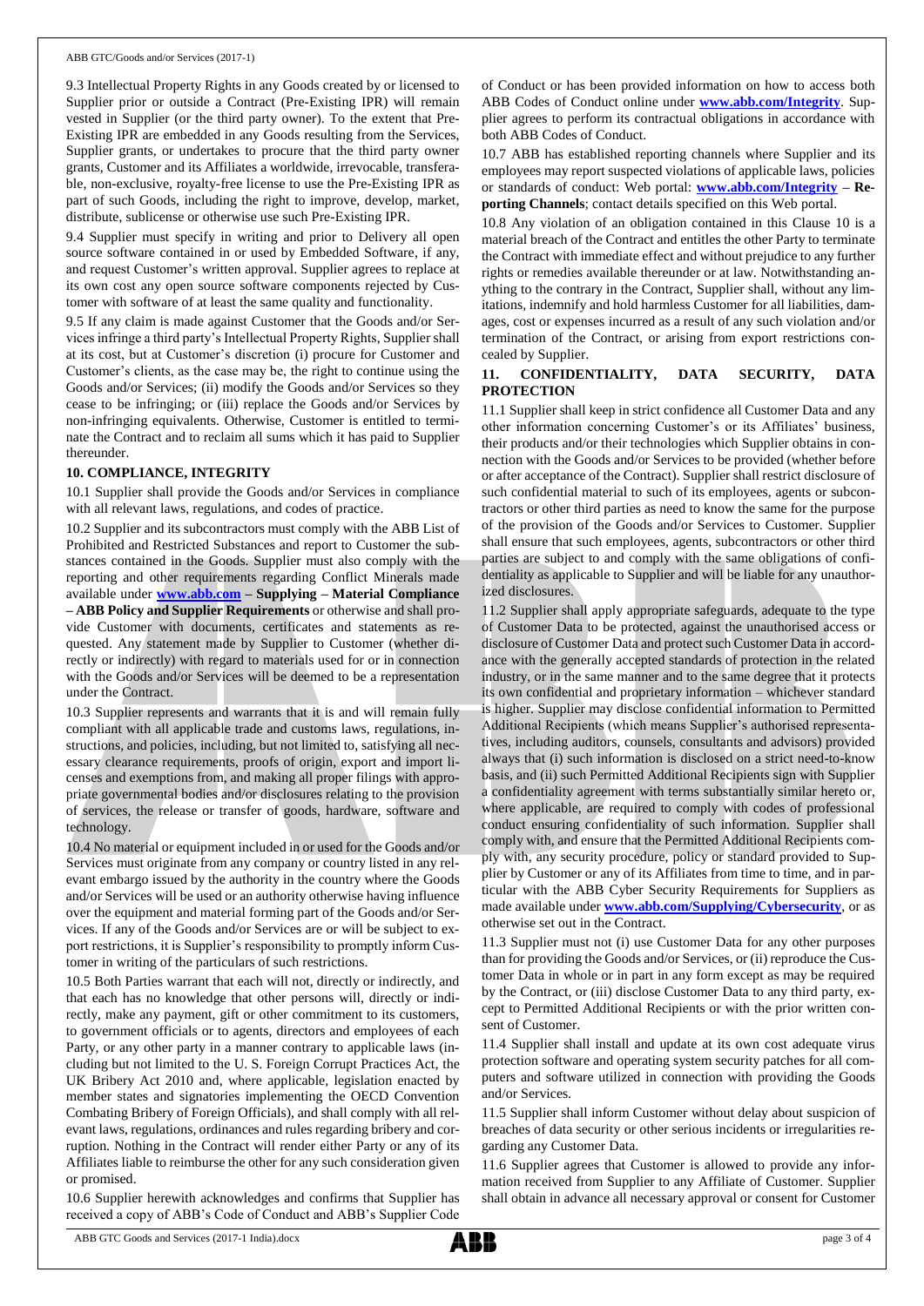9.3 Intellectual Property Rights in any Goods created by or licensed to Supplier prior or outside a Contract (Pre-Existing IPR) will remain vested in Supplier (or the third party owner). To the extent that Pre-Existing IPR are embedded in any Goods resulting from the Services, Supplier grants, or undertakes to procure that the third party owner grants, Customer and its Affiliates a worldwide, irrevocable, transferable, non-exclusive, royalty-free license to use the Pre-Existing IPR as part of such Goods, including the right to improve, develop, market, distribute, sublicense or otherwise use such Pre-Existing IPR.

9.4 Supplier must specify in writing and prior to Delivery all open source software contained in or used by Embedded Software, if any, and request Customer's written approval. Supplier agrees to replace at its own cost any open source software components rejected by Customer with software of at least the same quality and functionality.

9.5 If any claim is made against Customer that the Goods and/or Services infringe a third party's Intellectual Property Rights, Supplier shall at its cost, but at Customer's discretion (i) procure for Customer and Customer's clients, as the case may be, the right to continue using the Goods and/or Services; (ii) modify the Goods and/or Services so they cease to be infringing; or (iii) replace the Goods and/or Services by non-infringing equivalents. Otherwise, Customer is entitled to terminate the Contract and to reclaim all sums which it has paid to Supplier thereunder.

**10. COMPLIANCE, INTEGRITY**

10.1 Supplier shall provide the Goods and/or Services in compliance with all relevant laws, regulations, and codes of practice.

10.2 Supplier and its subcontractors must comply with the ABB List of Prohibited and Restricted Substances and report to Customer the substances contained in the Goods. Supplier must also comply with the reporting and other requirements regarding Conflict Minerals made available under **www.abb.com – Supplying – Material Compliance – ABB Policy and Supplier Requirements** or otherwise and shall provide Customer with documents, certificates and statements as requested. Any statement made by Supplier to Customer (whether directly or indirectly) with regard to materials used for or in connection with the Goods and/or Services will be deemed to be a representation under the Contract.

10.3 Supplier represents and warrants that it is and will remain fully compliant with all applicable trade and customs laws, regulations, instructions, and policies, including, but not limited to, satisfying all necessary clearance requirements, proofs of origin, export and import licenses and exemptions from, and making all proper filings with appropriate governmental bodies and/or disclosures relating to the provision of services, the release or transfer of goods, hardware, software and technology.

10.4 No material or equipment included in or used for the Goods and/or Services must originate from any company or country listed in any relevant embargo issued by the authority in the country where the Goods and/or Services will be used or an authority otherwise having influence over the equipment and material forming part of the Goods and/or Services. If any of the Goods and/or Services are or will be subject to export restrictions, it is Supplier's responsibility to promptly inform Customer in writing of the particulars of such restrictions.

10.5 Both Parties warrant that each will not, directly or indirectly, and that each has no knowledge that other persons will, directly or indirectly, make any payment, gift or other commitment to its customers, to government officials or to agents, directors and employees of each Party, or any other party in a manner contrary to applicable laws (including but not limited to the U. S. Foreign Corrupt Practices Act, the UK Bribery Act 2010 and, where applicable, legislation enacted by member states and signatories implementing the OECD Convention Combating Bribery of Foreign Officials), and shall comply with all relevant laws, regulations, ordinances and rules regarding bribery and corruption. Nothing in the Contract will render either Party or any of its Affiliates liable to reimburse the other for any such consideration given or promised.

10.6 Supplier herewith acknowledges and confirms that Supplier has received a copy of ABB's Code of Conduct and ABB's Supplier Code of Conduct or has been provided information on how to access both ABB Codes of Conduct online under **www.abb.com/Integrity**. Supplier agrees to perform its contractual obligations in accordance with both ABB Codes of Conduct.

10.7 ABB has established reporting channels where Supplier and its employees may report suspected violations of applicable laws, policies or standards of conduct: Web portal: **www.abb.com/Integrity – Reporting Channels**; contact details specified on this Web portal.

10.8 Any violation of an obligation contained in this Clause 10 is a material breach of the Contract and entitles the other Party to terminate the Contract with immediate effect and without prejudice to any further rights or remedies available thereunder or at law. Notwithstanding anything to the contrary in the Contract, Supplier shall, without any limitations, indemnify and hold harmless Customer for all liabilities, damages, cost or expenses incurred as a result of any such violation and/or termination of the Contract, or arising from export restrictions concealed by Supplier.

**11. CONFIDENTIALITY, DATA SECURITY, DATA PROTECTION**

11.1 Supplier shall keep in strict confidence all Customer Data and any other information concerning Customer's or its Affiliates' business, their products and/or their technologies which Supplier obtains in connection with the Goods and/or Services to be provided (whether before or after acceptance of the Contract). Supplier shall restrict disclosure of such confidential material to such of its employees, agents or subcontractors or other third parties as need to know the same for the purpose of the provision of the Goods and/or Services to Customer. Supplier shall ensure that such employees, agents, subcontractors or other third parties are subject to and comply with the same obligations of confidentiality as applicable to Supplier and will be liable for any unauthorized disclosures.

11.2 Supplier shall apply appropriate safeguards, adequate to the type of Customer Data to be protected, against the unauthorised access or disclosure of Customer Data and protect such Customer Data in accordance with the generally accepted standards of protection in the related industry, or in the same manner and to the same degree that it protects its own confidential and proprietary information – whichever standard is higher. Supplier may disclose confidential information to Permitted Additional Recipients (which means Supplier's authorised representatives, including auditors, counsels, consultants and advisors) provided always that (i) such information is disclosed on a strict need-to-know basis, and (ii) such Permitted Additional Recipients sign with Supplier a confidentiality agreement with terms substantially similar hereto or, where applicable, are required to comply with codes of professional conduct ensuring confidentiality of such information. Supplier shall comply with, and ensure that the Permitted Additional Recipients comply with, any security procedure, policy or standard provided to Supplier by Customer or any of its Affiliates from time to time, and in particular with the ABB Cyber Security Requirements for Suppliers as made available under **www.abb.com/Supplying/Cybersecurity**, or as otherwise set out in the Contract.

11.3 Supplier must not (i) use Customer Data for any other purposes than for providing the Goods and/or Services, or (ii) reproduce the Customer Data in whole or in part in any form except as may be required by the Contract, or (iii) disclose Customer Data to any third party, except to Permitted Additional Recipients or with the prior written consent of Customer.

11.4 Supplier shall install and update at its own cost adequate virus protection software and operating system security patches for all computers and software utilized in connection with providing the Goods and/or Services.

11.5 Supplier shall inform Customer without delay about suspicion of breaches of data security or other serious incidents or irregularities regarding any Customer Data.

11.6 Supplier agrees that Customer is allowed to provide any information received from Supplier to any Affiliate of Customer. Supplier shall obtain in advance all necessary approval or consent for Customer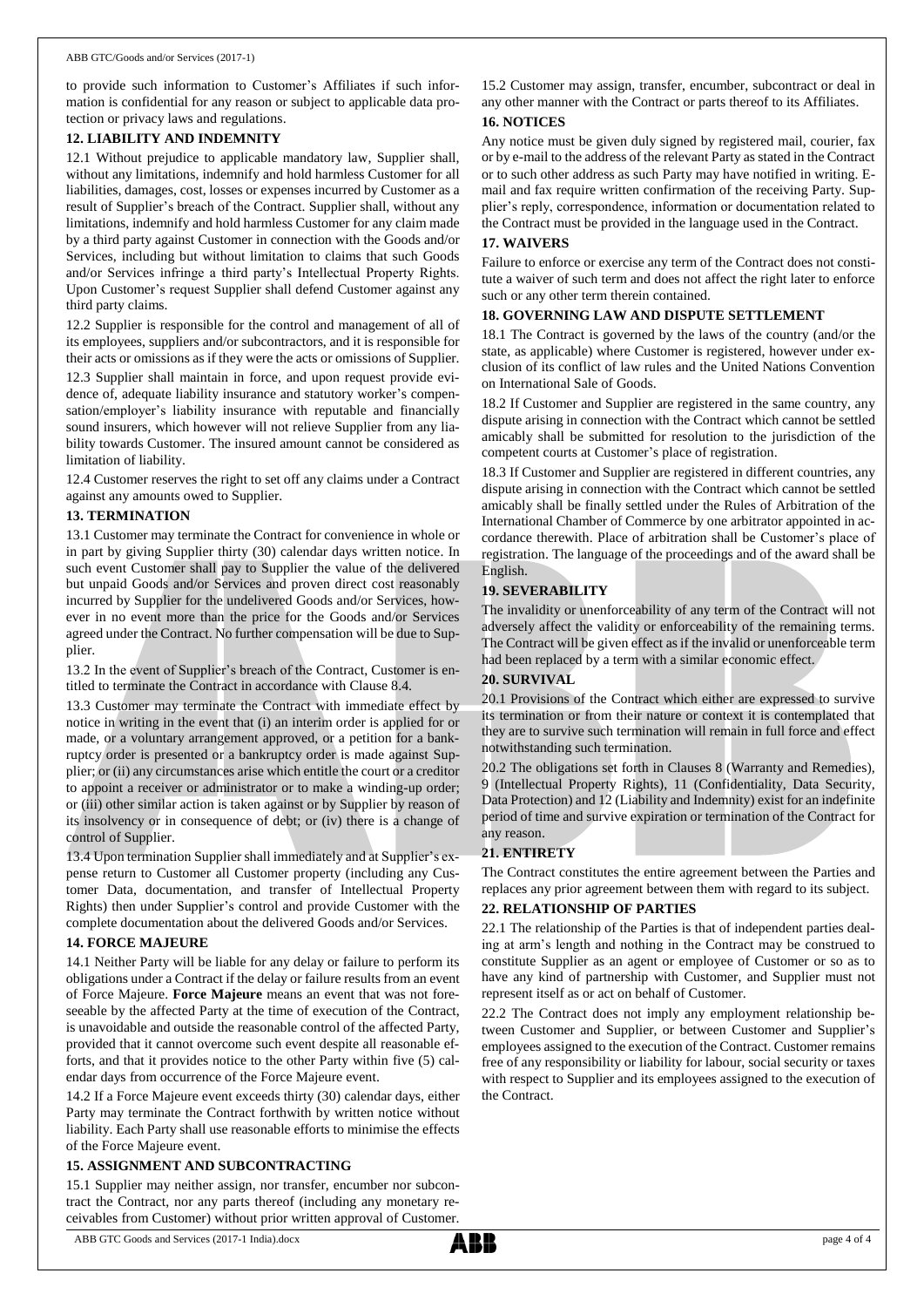to provide such information to Customer's Affiliates if such information is confidential for any reason or subject to applicable data protection or privacy laws and regulations.

## 12. LIABILITY AND INDEMNITY

12.1 Without prejudice to applicable mandatory law, Supplier shall, without any limitations, indemnify and hold harmless Customer for all liabilities, damages, cost, losses or expenses incurred by Customer as a result of Supplier's breach of the Contract. Supplier shall, without any limitations, indemnify and hold harmless Customer for any claim made by a third party against Customer in connection with the Goods and/or Services, including but without limitation to claims that such Goods and/or Services infringe a third party's Intellectual Property Rights. Upon Customer's request Supplier shall defend Customer against any third party claims.

12.2 Supplier is responsible for the control and management of all of its employees, suppliers and/or subcontractors, and it is responsible for their acts or omissions as if they were the acts or omissions of Supplier.

12.3 Supplier shall maintain in force, and upon request provide evidence of, adequate liability insurance and statutory worker's compensation/employer's liability insurance with reputable and financially sound insurers, which however will not relieve Supplier from any liability towards Customer. The insured amount cannot be considered as limitation of liability.

12.4 Customer reserves the right to set off any claims under a Contract against any amounts owed to Supplier.

## 13. TERMINATION

13.1 Customer may terminate the Contract for convenience in whole or in part by giving Supplier thirty (30) calendar days written notice. In such event Customer shall pay to Supplier the value of the delivered but unpaid Goods and/or Services and proven direct cost reasonably incurred by Supplier for the undelivered Goods and/or Services, however in no event more than the price for the Goods and/or Services agreed under the Contract. No further compensation will be due to Supplier.

13.2 In the event of Supplier's breach of the Contract, Customer is entitled to terminate the Contract in accordance with Clause 8.4.

13.3 Customer may terminate the Contract with immediate effect by notice in writing in the event that (i) an interim order is applied for or made, or a voluntary arrangement approved, or a petition for a bankruptcy order is presented or a bankruptcy order is made against Supplier; or (ii) any circumstances arise which entitle the court or a creditor to appoint a receiver or administrator or to make a winding-up order; or (iii) other similar action is taken against or by Supplier by reason of its insolvency or in consequence of debt; or (iv) there is a change of control of Supplier.

13.4 Upon termination Supplier shall immediately and at Supplier's expense return to Customer all Customer property (including any Customer Data, documentation, and transfer of Intellectual Property Rights) then under Supplier's control and provide Customer with the complete documentation about the delivered Goods and/or Services.

## 14. FORCE MAJEURE

14.1 Neither Party will be liable for any delay or failure to perform its obligations under a Contract if the delay or failure results from an event of Force Majeure. **Force Majeure** means an event that was not foreseeable by the affected Party at the time of execution of the Contract, is unavoidable and outside the reasonable control of the affected Party, provided that it cannot overcome such event despite all reasonable efforts, and that it provides notice to the other Party within five (5) calendar days from occurrence of the Force Majeure event.

14.2 If a Force Majeure event exceeds thirty (30) calendar days, either Party may terminate the Contract forthwith by written notice without liability. Each Party shall use reasonable efforts to minimise the effects of the Force Majeure event.

## 15. ASSIGNMENT AND SUBCONTRACTING

15.1 Supplier may neither assign, nor transfer, encumber nor subcontract the Contract, nor any parts thereof (including any monetary receivables from Customer) without prior written approval of Customer.

15.2 Customer may assign, transfer, encumber, subcontract or deal in any other manner with the Contract or parts thereof to its Affiliates.

## 16. NOTICES

Any notice must be given duly signed by registered mail, courier, fax or by e-mail to the address of the relevant Party as stated in the Contract or to such other address as such Party may have notified in writing. E-mail and fax require written confirmation of the receiving Party. Supplier's reply, correspondence, information or documentation related to the Contract must be provided in the language used in the Contract.

## 17. WAIVERS

Failure to enforce or exercise any term of the Contract does not constitute a waiver of such term and does not affect the right later to enforce such or any other term therein contained.

## 18. GOVERNING LAW AND DISPUTE SETTLEMENT

18.1 The Contract is governed by the laws of the country (and/or the state, as applicable) where Customer is registered, however under exclusion of its conflict of law rules and the United Nations Convention on International Sale of Goods.

18.2 If Customer and Supplier are registered in the same country, any dispute arising in connection with the Contract which cannot be settled amicably shall be submitted for resolution to the jurisdiction of the competent courts at Customer's place of registration.

18.3 If Customer and Supplier are registered in different countries, any dispute arising in connection with the Contract which cannot be settled amicably shall be finally settled under the Rules of Arbitration of the International Chamber of Commerce by one arbitrator appointed in accordance therewith. Place of arbitration shall be Customer's place of registration. The language of the proceedings and of the award shall be English.

## 19. SEVERABILITY

The invalidity or unenforceability of any term of the Contract will not adversely affect the validity or enforceability of the remaining terms. The Contract will be given effect as if the invalid or unenforceable term had been replaced by a term with a similar economic effect.

## 20. SURVIVAL

20.1 Provisions of the Contract which either are expressed to survive its termination or from their nature or context it is contemplated that they are to survive such termination will remain in full force and effect notwithstanding such termination.

20.2 The obligations set forth in Clauses 8 (Warranty and Remedies), 9 (Intellectual Property Rights), 11 (Confidentiality, Data Security, Data Protection) and 12 (Liability and Indemnity) exist for an indefinite period of time and survive expiration or termination of the Contract for any reason.

## 21. ENTIRETY

The Contract constitutes the entire agreement between the Parties and replaces any prior agreement between them with regard to its subject.

## 22. RELATIONSHIP OF PARTIES

22.1 The relationship of the Parties is that of independent parties dealing at arm's length and nothing in the Contract may be construed to constitute Supplier as an agent or employee of Customer or so as to have any kind of partnership with Customer, and Supplier must not represent itself as or act on behalf of Customer.

22.2 The Contract does not imply any employment relationship between Customer and Supplier, or between Customer and Supplier's employees assigned to the execution of the Contract. Customer remains free of any responsibility or liability for labour, social security or taxes with respect to Supplier and its employees assigned to the execution of the Contract.